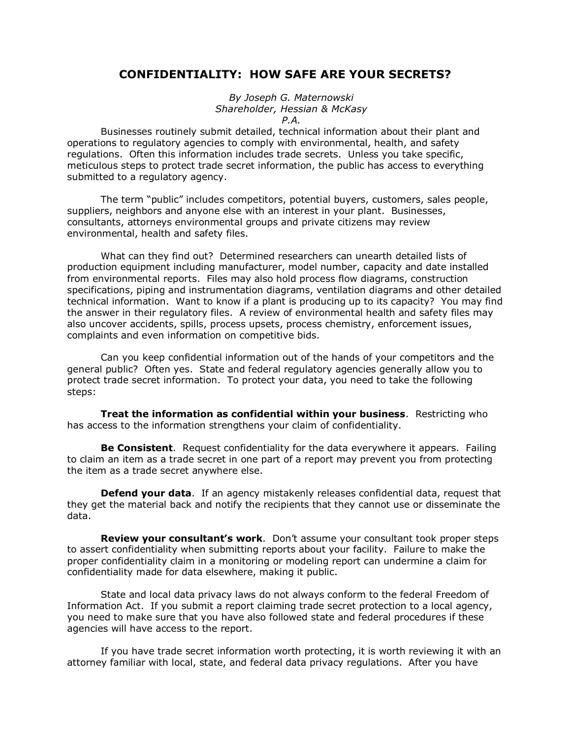# CONFIDENTIALITY: HOW SAFE ARE YOUR SECRETS?

*By Joseph G. Maternowski*
*Shareholder, Hessian & McKasy*
*P.A.*

Businesses routinely submit detailed, technical information about their plant and operations to regulatory agencies to comply with environmental, health, and safety regulations. Often this information includes trade secrets. Unless you take specific, meticulous steps to protect trade secret information, the public has access to everything submitted to a regulatory agency.

The term "public" includes competitors, potential buyers, customers, sales people, suppliers, neighbors and anyone else with an interest in your plant. Businesses, consultants, attorneys environmental groups and private citizens may review environmental, health and safety files.

What can they find out? Determined researchers can unearth detailed lists of production equipment including manufacturer, model number, capacity and date installed from environmental reports. Files may also hold process flow diagrams, construction specifications, piping and instrumentation diagrams, ventilation diagrams and other detailed technical information. Want to know if a plant is producing up to its capacity? You may find the answer in their regulatory files. A review of environmental health and safety files may also uncover accidents, spills, process upsets, process chemistry, enforcement issues, complaints and even information on competitive bids.

Can you keep confidential information out of the hands of your competitors and the general public? Often yes. State and federal regulatory agencies generally allow you to protect trade secret information. To protect your data, you need to take the following steps:

**Treat the information as confidential within your business**. Restricting who has access to the information strengthens your claim of confidentiality.

**Be Consistent**. Request confidentiality for the data everywhere it appears. Failing to claim an item as a trade secret in one part of a report may prevent you from protecting the item as a trade secret anywhere else.

**Defend your data**. If an agency mistakenly releases confidential data, request that they get the material back and notify the recipients that they cannot use or disseminate the data.

**Review your consultant's work**. Don't assume your consultant took proper steps to assert confidentiality when submitting reports about your facility. Failure to make the proper confidentiality claim in a monitoring or modeling report can undermine a claim for confidentiality made for data elsewhere, making it public.

State and local data privacy laws do not always conform to the federal Freedom of Information Act. If you submit a report claiming trade secret protection to a local agency, you need to make sure that you have also followed state and federal procedures if these agencies will have access to the report.

If you have trade secret information worth protecting, it is worth reviewing it with an attorney familiar with local, state, and federal data privacy regulations. After you have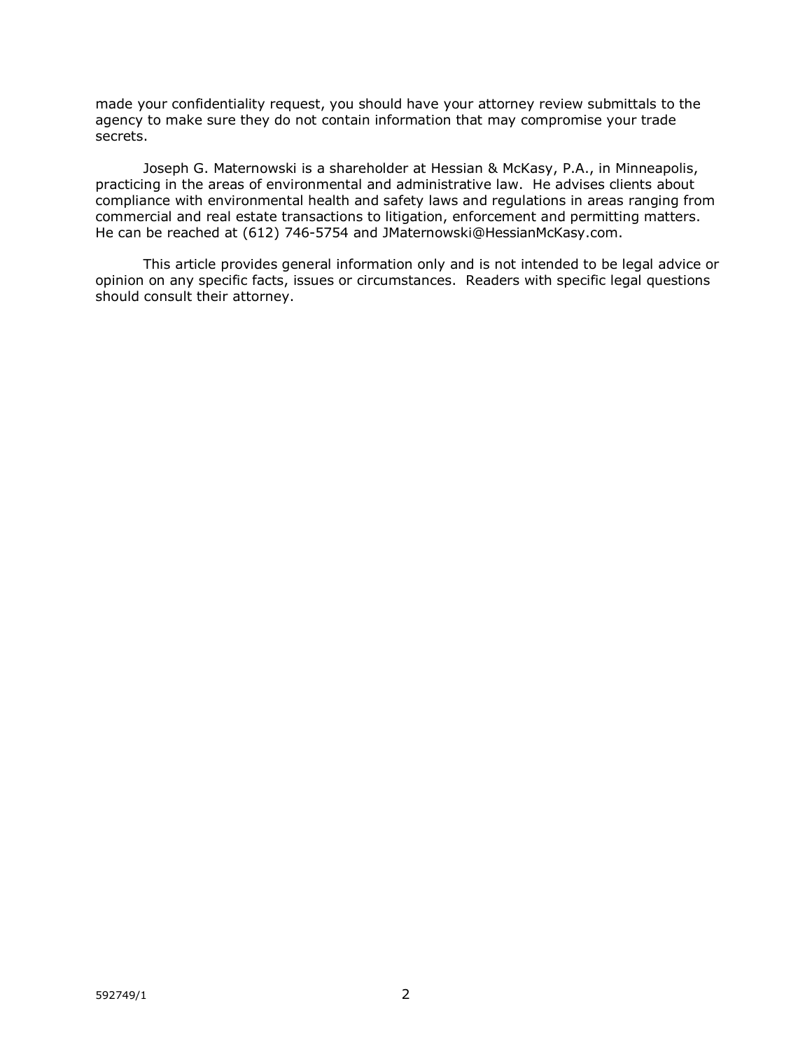made your confidentiality request, you should have your attorney review submittals to the agency to make sure they do not contain information that may compromise your trade secrets.

Joseph G. Maternowski is a shareholder at Hessian & McKasy, P.A., in Minneapolis, practicing in the areas of environmental and administrative law. He advises clients about compliance with environmental health and safety laws and regulations in areas ranging from commercial and real estate transactions to litigation, enforcement and permitting matters. He can be reached at (612) 746-5754 and JMaternowski@HessianMcKasy.com.

This article provides general information only and is not intended to be legal advice or opinion on any specific facts, issues or circumstances. Readers with specific legal questions should consult their attorney.

592749/1